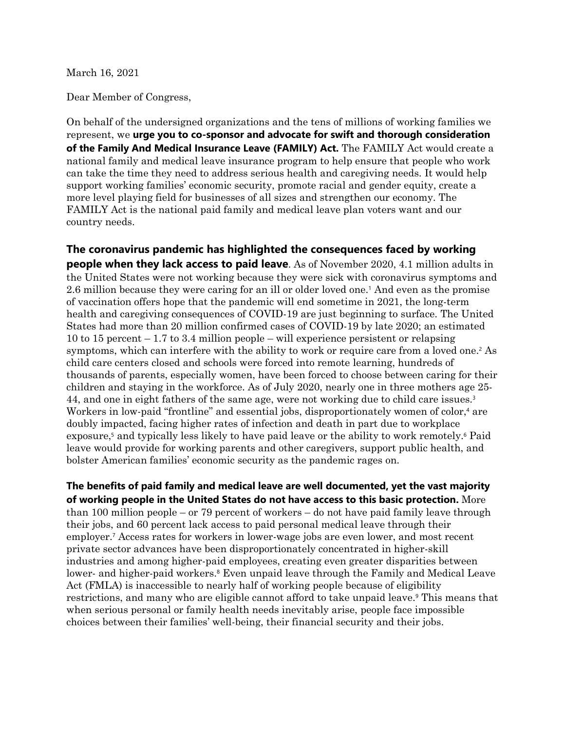March 16, 2021

Dear Member of Congress,

On behalf of the undersigned organizations and the tens of millions of working families we represent, we **urge you to co-sponsor and advocate for swift and thorough consideration of the Family And Medical Insurance Leave (FAMILY) Act.** The FAMILY Act would create a national family and medical leave insurance program to help ensure that people who work can take the time they need to address serious health and caregiving needs. It would help support working families' economic security, promote racial and gender equity, create a more level playing field for businesses of all sizes and strengthen our economy. The FAMILY Act is the national paid family and medical leave plan voters want and our country needs.

**The coronavirus pandemic has highlighted the consequences faced by working people when they lack access to paid leave**. As of November 2020, 4.1 million adults in the United States were not working because they were sick with coronavirus symptoms and 2.6 million because they were caring for an ill or older loved one.[1] And even as the promise of vaccination offers hope that the pandemic will end sometime in 2021, the long-term health and caregiving consequences of COVID-19 are just beginning to surface. The United States had more than 20 million confirmed cases of COVID-19 by late 2020; an estimated 10 to 15 percent – 1.7 to 3.4 million people – will experience persistent or relapsing symptoms, which can interfere with the ability to work or require care from a loved one.[2] As child care centers closed and schools were forced into remote learning, hundreds of thousands of parents, especially women, have been forced to choose between caring for their children and staying in the workforce. As of July 2020, nearly one in three mothers age 25-44, and one in eight fathers of the same age, were not working due to child care issues.[3] Workers in low-paid "frontline" and essential jobs, disproportionately women of color,[4] are doubly impacted, facing higher rates of infection and death in part due to workplace exposure,[5] and typically less likely to have paid leave or the ability to work remotely.[6] Paid leave would provide for working parents and other caregivers, support public health, and bolster American families' economic security as the pandemic rages on.

**The benefits of paid family and medical leave are well documented, yet the vast majority of working people in the United States do not have access to this basic protection.** More than 100 million people – or 79 percent of workers – do not have paid family leave through their jobs, and 60 percent lack access to paid personal medical leave through their employer.[7] Access rates for workers in lower-wage jobs are even lower, and most recent private sector advances have been disproportionately concentrated in higher-skill industries and among higher-paid employees, creating even greater disparities between lower- and higher-paid workers.[8] Even unpaid leave through the Family and Medical Leave Act (FMLA) is inaccessible to nearly half of working people because of eligibility restrictions, and many who are eligible cannot afford to take unpaid leave.[9] This means that when serious personal or family health needs inevitably arise, people face impossible choices between their families' well-being, their financial security and their jobs.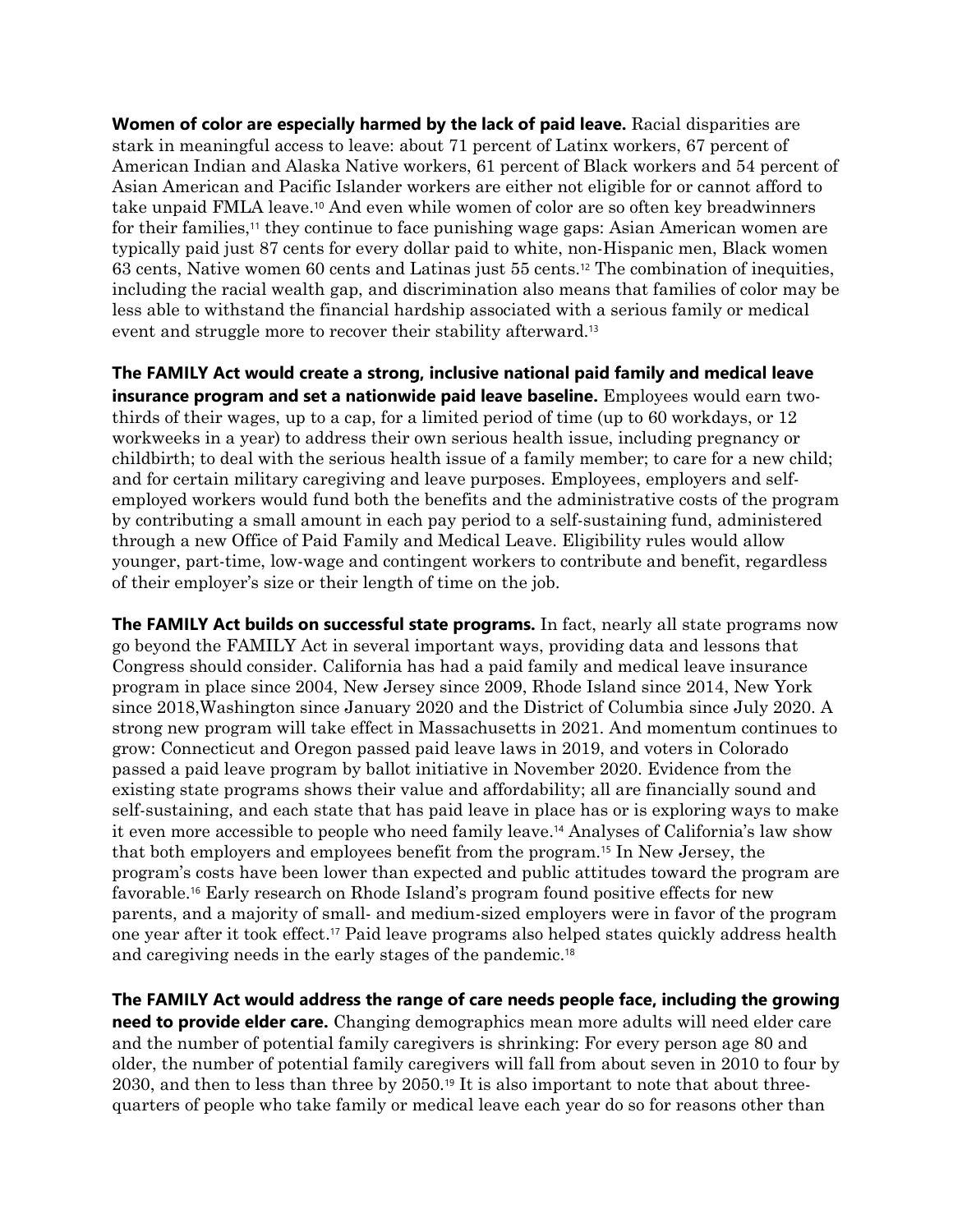**Women of color are especially harmed by the lack of paid leave.** Racial disparities are stark in meaningful access to leave: about 71 percent of Latinx workers, 67 percent of American Indian and Alaska Native workers, 61 percent of Black workers and 54 percent of Asian American and Pacific Islander workers are either not eligible for or cannot afford to take unpaid FMLA leave.[10] And even while women of color are so often key breadwinners for their families,[11] they continue to face punishing wage gaps: Asian American women are typically paid just 87 cents for every dollar paid to white, non-Hispanic men, Black women 63 cents, Native women 60 cents and Latinas just 55 cents.[12] The combination of inequities, including the racial wealth gap, and discrimination also means that families of color may be less able to withstand the financial hardship associated with a serious family or medical event and struggle more to recover their stability afterward.[13]

**The FAMILY Act would create a strong, inclusive national paid family and medical leave insurance program and set a nationwide paid leave baseline.** Employees would earn two-thirds of their wages, up to a cap, for a limited period of time (up to 60 workdays, or 12 workweeks in a year) to address their own serious health issue, including pregnancy or childbirth; to deal with the serious health issue of a family member; to care for a new child; and for certain military caregiving and leave purposes. Employees, employers and self-employed workers would fund both the benefits and the administrative costs of the program by contributing a small amount in each pay period to a self-sustaining fund, administered through a new Office of Paid Family and Medical Leave. Eligibility rules would allow younger, part-time, low-wage and contingent workers to contribute and benefit, regardless of their employer's size or their length of time on the job.

**The FAMILY Act builds on successful state programs.** In fact, nearly all state programs now go beyond the FAMILY Act in several important ways, providing data and lessons that Congress should consider. California has had a paid family and medical leave insurance program in place since 2004, New Jersey since 2009, Rhode Island since 2014, New York since 2018,Washington since January 2020 and the District of Columbia since July 2020. A strong new program will take effect in Massachusetts in 2021. And momentum continues to grow: Connecticut and Oregon passed paid leave laws in 2019, and voters in Colorado passed a paid leave program by ballot initiative in November 2020. Evidence from the existing state programs shows their value and affordability; all are financially sound and self-sustaining, and each state that has paid leave in place has or is exploring ways to make it even more accessible to people who need family leave.[14] Analyses of California's law show that both employers and employees benefit from the program.[15] In New Jersey, the program's costs have been lower than expected and public attitudes toward the program are favorable.[16] Early research on Rhode Island's program found positive effects for new parents, and a majority of small- and medium-sized employers were in favor of the program one year after it took effect.[17] Paid leave programs also helped states quickly address health and caregiving needs in the early stages of the pandemic.[18]

**The FAMILY Act would address the range of care needs people face, including the growing need to provide elder care.** Changing demographics mean more adults will need elder care and the number of potential family caregivers is shrinking: For every person age 80 and older, the number of potential family caregivers will fall from about seven in 2010 to four by 2030, and then to less than three by 2050.[19] It is also important to note that about three-quarters of people who take family or medical leave each year do so for reasons other than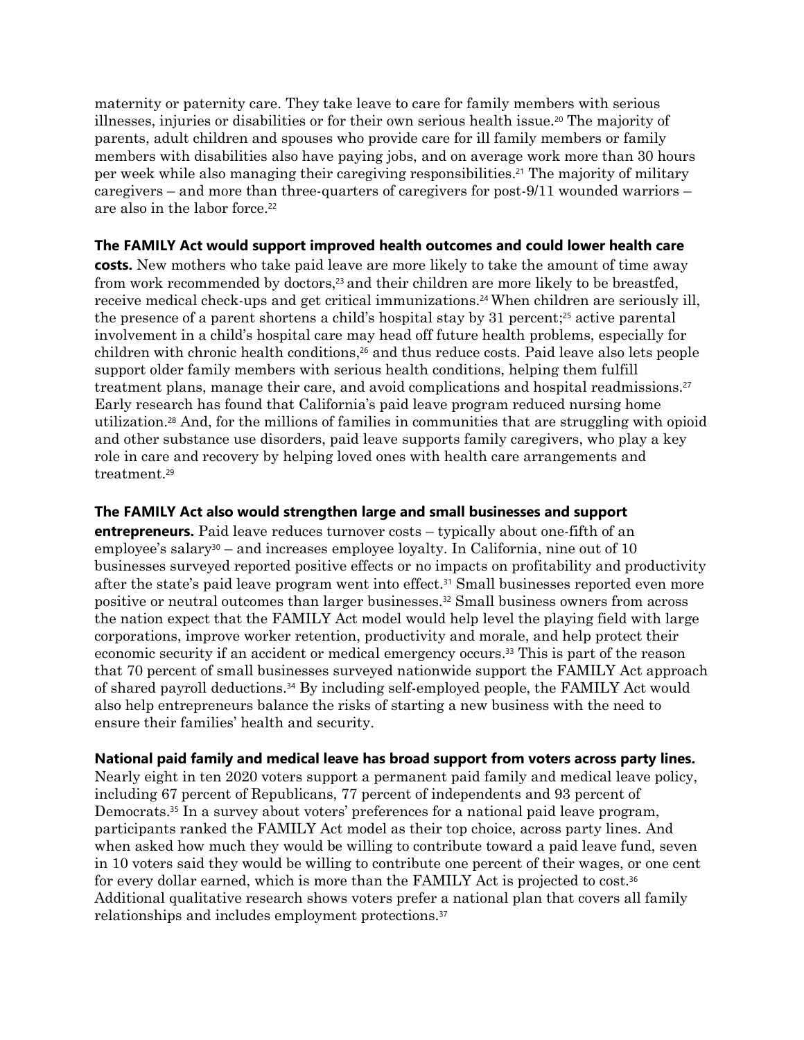maternity or paternity care. They take leave to care for family members with serious illnesses, injuries or disabilities or for their own serious health issue.[20] The majority of parents, adult children and spouses who provide care for ill family members or family members with disabilities also have paying jobs, and on average work more than 30 hours per week while also managing their caregiving responsibilities.[21] The majority of military caregivers – and more than three-quarters of caregivers for post-9/11 wounded warriors – are also in the labor force.[22]

**The FAMILY Act would support improved health outcomes and could lower health care costs.** New mothers who take paid leave are more likely to take the amount of time away from work recommended by doctors,[23] and their children are more likely to be breastfed, receive medical check-ups and get critical immunizations.[24] When children are seriously ill, the presence of a parent shortens a child's hospital stay by 31 percent;[25] active parental involvement in a child's hospital care may head off future health problems, especially for children with chronic health conditions,[26] and thus reduce costs. Paid leave also lets people support older family members with serious health conditions, helping them fulfill treatment plans, manage their care, and avoid complications and hospital readmissions.[27] Early research has found that California's paid leave program reduced nursing home utilization.[28] And, for the millions of families in communities that are struggling with opioid and other substance use disorders, paid leave supports family caregivers, who play a key role in care and recovery by helping loved ones with health care arrangements and treatment.[29]

**The FAMILY Act also would strengthen large and small businesses and support entrepreneurs.** Paid leave reduces turnover costs – typically about one-fifth of an employee's salary[30] – and increases employee loyalty. In California, nine out of 10 businesses surveyed reported positive effects or no impacts on profitability and productivity after the state's paid leave program went into effect.[31] Small businesses reported even more positive or neutral outcomes than larger businesses.[32] Small business owners from across the nation expect that the FAMILY Act model would help level the playing field with large corporations, improve worker retention, productivity and morale, and help protect their economic security if an accident or medical emergency occurs.[33] This is part of the reason that 70 percent of small businesses surveyed nationwide support the FAMILY Act approach of shared payroll deductions.[34] By including self-employed people, the FAMILY Act would also help entrepreneurs balance the risks of starting a new business with the need to ensure their families' health and security.

**National paid family and medical leave has broad support from voters across party lines.** Nearly eight in ten 2020 voters support a permanent paid family and medical leave policy, including 67 percent of Republicans, 77 percent of independents and 93 percent of Democrats.[35] In a survey about voters' preferences for a national paid leave program, participants ranked the FAMILY Act model as their top choice, across party lines. And when asked how much they would be willing to contribute toward a paid leave fund, seven in 10 voters said they would be willing to contribute one percent of their wages, or one cent for every dollar earned, which is more than the FAMILY Act is projected to cost.[36] Additional qualitative research shows voters prefer a national plan that covers all family relationships and includes employment protections.[37]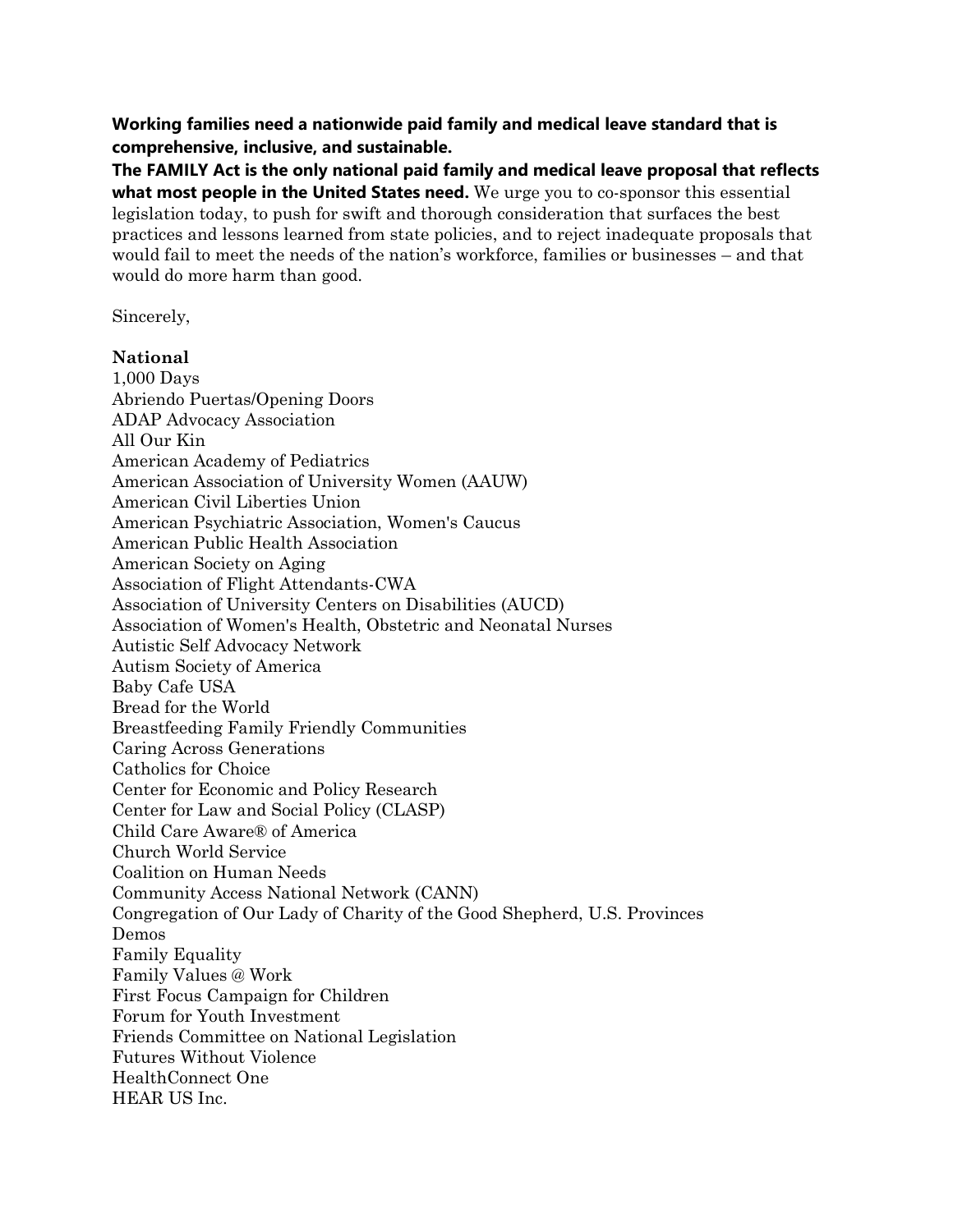**Working families need a nationwide paid family and medical leave standard that is comprehensive, inclusive, and sustainable.**

**The FAMILY Act is the only national paid family and medical leave proposal that reflects what most people in the United States need.** We urge you to co-sponsor this essential legislation today, to push for swift and thorough consideration that surfaces the best practices and lessons learned from state policies, and to reject inadequate proposals that would fail to meet the needs of the nation's workforce, families or businesses – and that would do more harm than good.

Sincerely,

**National**

1,000 Days
Abriendo Puertas/Opening Doors
ADAP Advocacy Association
All Our Kin
American Academy of Pediatrics
American Association of University Women (AAUW)
American Civil Liberties Union
American Psychiatric Association, Women's Caucus
American Public Health Association
American Society on Aging
Association of Flight Attendants-CWA
Association of University Centers on Disabilities (AUCD)
Association of Women's Health, Obstetric and Neonatal Nurses
Autistic Self Advocacy Network
Autism Society of America
Baby Cafe USA
Bread for the World
Breastfeeding Family Friendly Communities
Caring Across Generations
Catholics for Choice
Center for Economic and Policy Research
Center for Law and Social Policy (CLASP)
Child Care Aware® of America
Church World Service
Coalition on Human Needs
Community Access National Network (CANN)
Congregation of Our Lady of Charity of the Good Shepherd, U.S. Provinces
Demos
Family Equality
Family Values @ Work
First Focus Campaign for Children
Forum for Youth Investment
Friends Committee on National Legislation
Futures Without Violence
HealthConnect One
HEAR US Inc.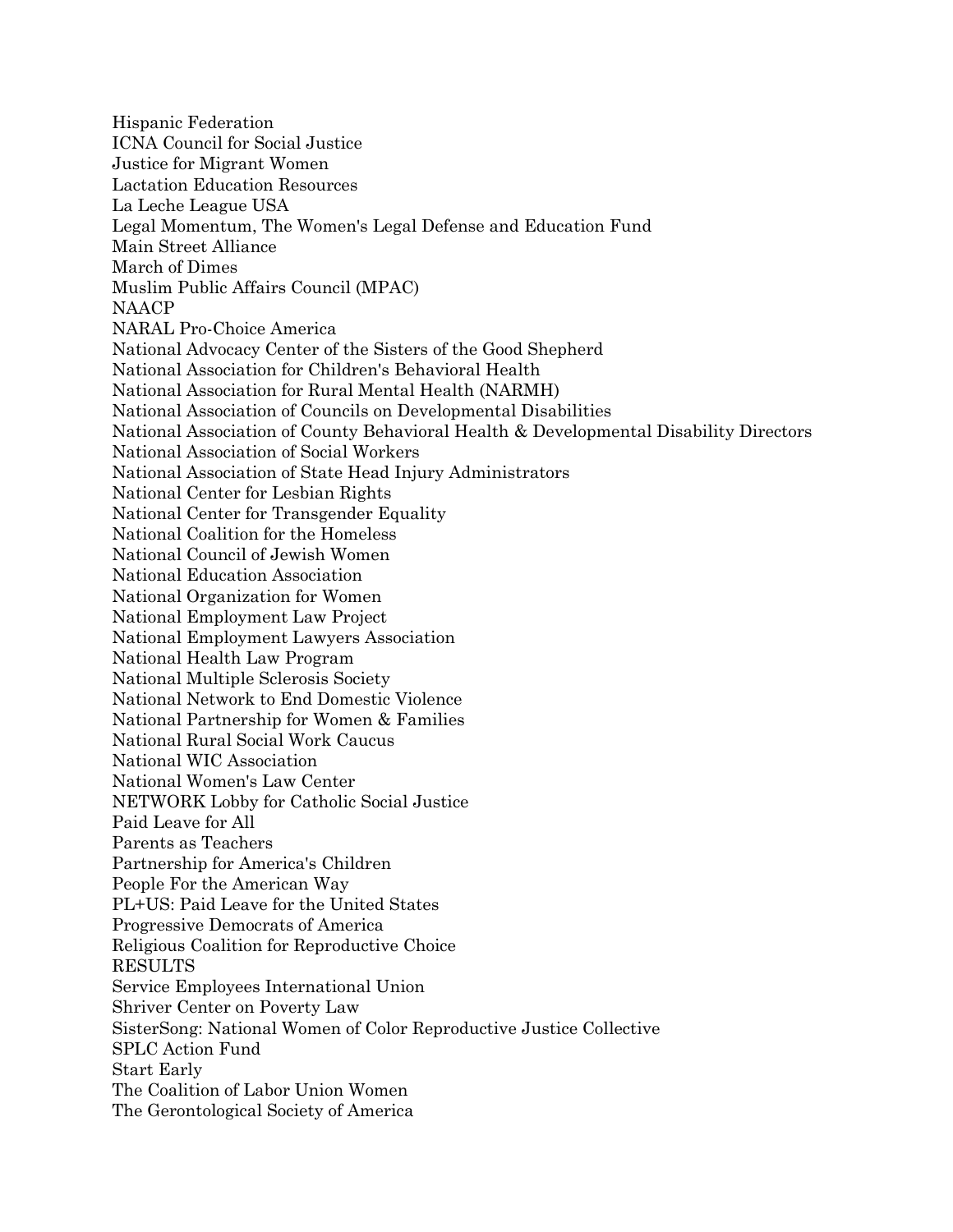Hispanic Federation
ICNA Council for Social Justice
Justice for Migrant Women
Lactation Education Resources
La Leche League USA
Legal Momentum, The Women's Legal Defense and Education Fund
Main Street Alliance
March of Dimes
Muslim Public Affairs Council (MPAC)
NAACP
NARAL Pro-Choice America
National Advocacy Center of the Sisters of the Good Shepherd
National Association for Children's Behavioral Health
National Association for Rural Mental Health (NARMH)
National Association of Councils on Developmental Disabilities
National Association of County Behavioral Health & Developmental Disability Directors
National Association of Social Workers
National Association of State Head Injury Administrators
National Center for Lesbian Rights
National Center for Transgender Equality
National Coalition for the Homeless
National Council of Jewish Women
National Education Association
National Organization for Women
National Employment Law Project
National Employment Lawyers Association
National Health Law Program
National Multiple Sclerosis Society
National Network to End Domestic Violence
National Partnership for Women & Families
National Rural Social Work Caucus
National WIC Association
National Women's Law Center
NETWORK Lobby for Catholic Social Justice
Paid Leave for All
Parents as Teachers
Partnership for America's Children
People For the American Way
PL+US: Paid Leave for the United States
Progressive Democrats of America
Religious Coalition for Reproductive Choice
RESULTS
Service Employees International Union
Shriver Center on Poverty Law
SisterSong: National Women of Color Reproductive Justice Collective
SPLC Action Fund
Start Early
The Coalition of Labor Union Women
The Gerontological Society of America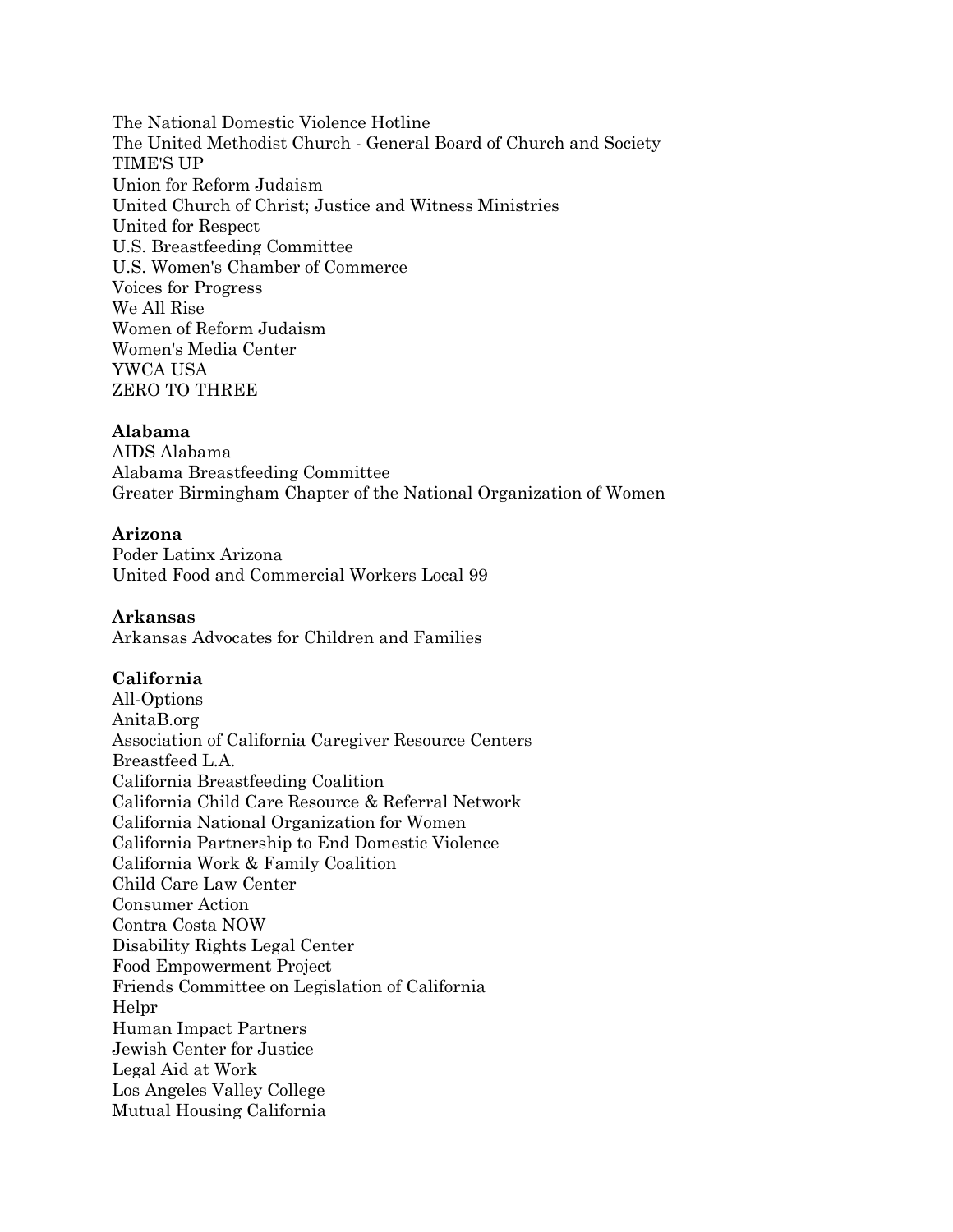The National Domestic Violence Hotline
The United Methodist Church - General Board of Church and Society
TIME'S UP
Union for Reform Judaism
United Church of Christ; Justice and Witness Ministries
United for Respect
U.S. Breastfeeding Committee
U.S. Women's Chamber of Commerce
Voices for Progress
We All Rise
Women of Reform Judaism
Women's Media Center
YWCA USA
ZERO TO THREE

**Alabama**
AIDS Alabama
Alabama Breastfeeding Committee
Greater Birmingham Chapter of the National Organization of Women

**Arizona**
Poder Latinx Arizona
United Food and Commercial Workers Local 99

**Arkansas**
Arkansas Advocates for Children and Families

**California**
All-Options
AnitaB.org
Association of California Caregiver Resource Centers
Breastfeed L.A.
California Breastfeeding Coalition
California Child Care Resource & Referral Network
California National Organization for Women
California Partnership to End Domestic Violence
California Work & Family Coalition
Child Care Law Center
Consumer Action
Contra Costa NOW
Disability Rights Legal Center
Food Empowerment Project
Friends Committee on Legislation of California
Helpr
Human Impact Partners
Jewish Center for Justice
Legal Aid at Work
Los Angeles Valley College
Mutual Housing California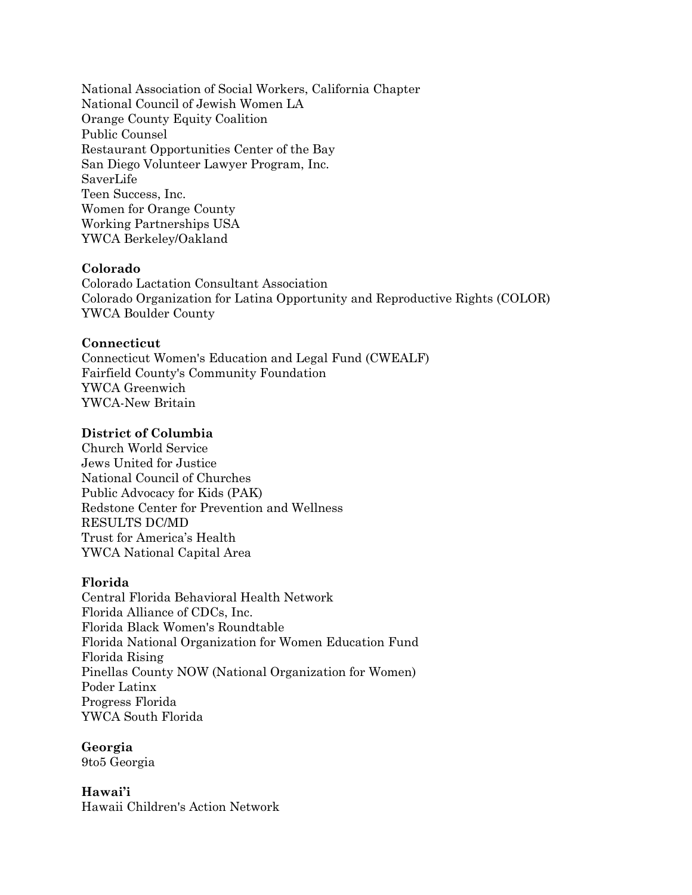National Association of Social Workers, California Chapter
National Council of Jewish Women LA
Orange County Equity Coalition
Public Counsel
Restaurant Opportunities Center of the Bay
San Diego Volunteer Lawyer Program, Inc.
SaverLife
Teen Success, Inc.
Women for Orange County
Working Partnerships USA
YWCA Berkeley/Oakland

**Colorado**
Colorado Lactation Consultant Association
Colorado Organization for Latina Opportunity and Reproductive Rights (COLOR)
YWCA Boulder County

**Connecticut**
Connecticut Women's Education and Legal Fund (CWEALF)
Fairfield County's Community Foundation
YWCA Greenwich
YWCA-New Britain

**District of Columbia**
Church World Service
Jews United for Justice
National Council of Churches
Public Advocacy for Kids (PAK)
Redstone Center for Prevention and Wellness
RESULTS DC/MD
Trust for America's Health
YWCA National Capital Area

**Florida**
Central Florida Behavioral Health Network
Florida Alliance of CDCs, Inc.
Florida Black Women's Roundtable
Florida National Organization for Women Education Fund
Florida Rising
Pinellas County NOW (National Organization for Women)
Poder Latinx
Progress Florida
YWCA South Florida

**Georgia**
9to5 Georgia

**Hawai'i**
Hawaii Children's Action Network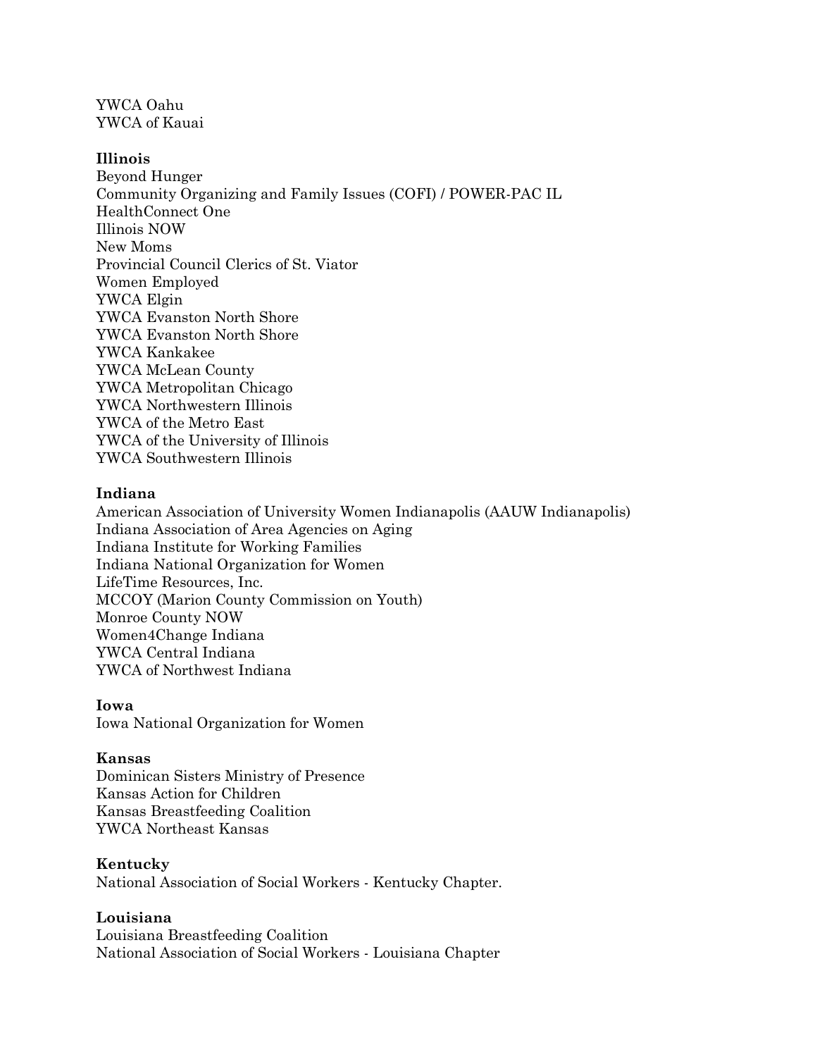YWCA Oahu
YWCA of Kauai

**Illinois**
Beyond Hunger
Community Organizing and Family Issues (COFI) / POWER-PAC IL
HealthConnect One
Illinois NOW
New Moms
Provincial Council Clerics of St. Viator
Women Employed
YWCA Elgin
YWCA Evanston North Shore
YWCA Evanston North Shore
YWCA Kankakee
YWCA McLean County
YWCA Metropolitan Chicago
YWCA Northwestern Illinois
YWCA of the Metro East
YWCA of the University of Illinois
YWCA Southwestern Illinois

**Indiana**
American Association of University Women Indianapolis (AAUW Indianapolis)
Indiana Association of Area Agencies on Aging
Indiana Institute for Working Families
Indiana National Organization for Women
LifeTime Resources, Inc.
MCCOY (Marion County Commission on Youth)
Monroe County NOW
Women4Change Indiana
YWCA Central Indiana
YWCA of Northwest Indiana

**Iowa**
Iowa National Organization for Women

**Kansas**
Dominican Sisters Ministry of Presence
Kansas Action for Children
Kansas Breastfeeding Coalition
YWCA Northeast Kansas

**Kentucky**
National Association of Social Workers - Kentucky Chapter.

**Louisiana**
Louisiana Breastfeeding Coalition
National Association of Social Workers - Louisiana Chapter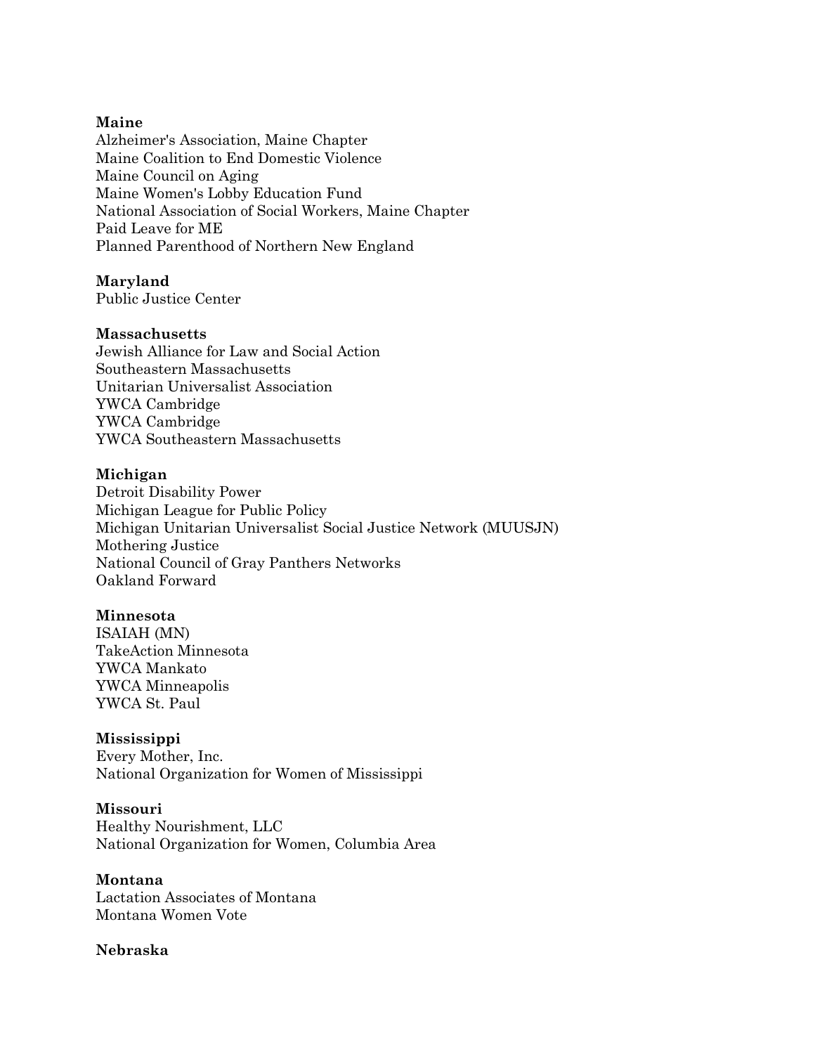**Maine**

Alzheimer's Association, Maine Chapter
Maine Coalition to End Domestic Violence
Maine Council on Aging
Maine Women's Lobby Education Fund
National Association of Social Workers, Maine Chapter
Paid Leave for ME
Planned Parenthood of Northern New England

**Maryland**

Public Justice Center

**Massachusetts**

Jewish Alliance for Law and Social Action
Southeastern Massachusetts
Unitarian Universalist Association
YWCA Cambridge
YWCA Cambridge
YWCA Southeastern Massachusetts

**Michigan**

Detroit Disability Power
Michigan League for Public Policy
Michigan Unitarian Universalist Social Justice Network (MUUSJN)
Mothering Justice
National Council of Gray Panthers Networks
Oakland Forward

**Minnesota**

ISAIAH (MN)
TakeAction Minnesota
YWCA Mankato
YWCA Minneapolis
YWCA St. Paul

**Mississippi**

Every Mother, Inc.
National Organization for Women of Mississippi

**Missouri**

Healthy Nourishment, LLC
National Organization for Women, Columbia Area

**Montana**

Lactation Associates of Montana
Montana Women Vote

**Nebraska**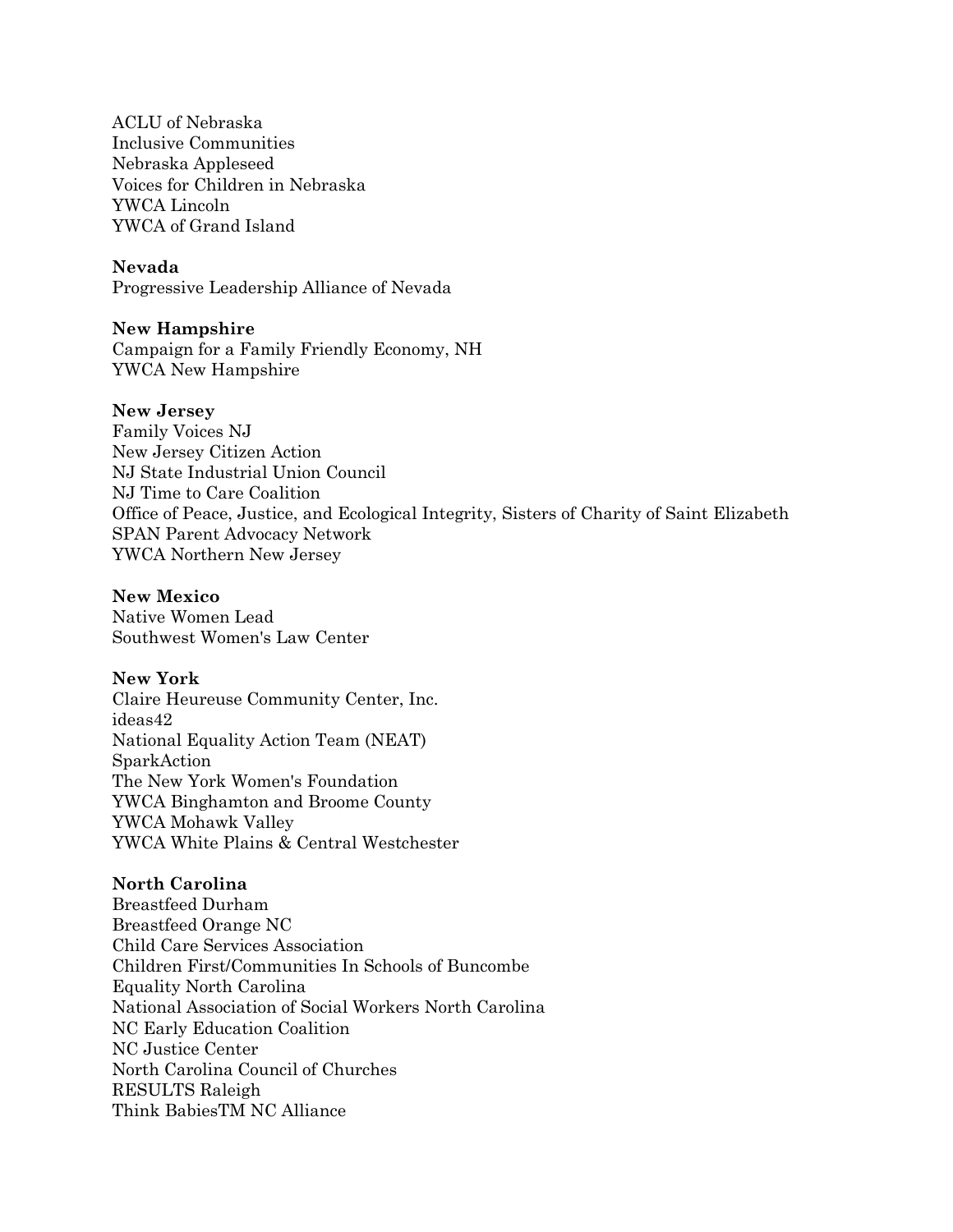ACLU of Nebraska
Inclusive Communities
Nebraska Appleseed
Voices for Children in Nebraska
YWCA Lincoln
YWCA of Grand Island

**Nevada**
Progressive Leadership Alliance of Nevada

**New Hampshire**
Campaign for a Family Friendly Economy, NH
YWCA New Hampshire

**New Jersey**
Family Voices NJ
New Jersey Citizen Action
NJ State Industrial Union Council
NJ Time to Care Coalition
Office of Peace, Justice, and Ecological Integrity, Sisters of Charity of Saint Elizabeth
SPAN Parent Advocacy Network
YWCA Northern New Jersey

**New Mexico**
Native Women Lead
Southwest Women's Law Center

**New York**
Claire Heureuse Community Center, Inc.
ideas42
National Equality Action Team (NEAT)
SparkAction
The New York Women's Foundation
YWCA Binghamton and Broome County
YWCA Mohawk Valley
YWCA White Plains & Central Westchester

**North Carolina**
Breastfeed Durham
Breastfeed Orange NC
Child Care Services Association
Children First/Communities In Schools of Buncombe
Equality North Carolina
National Association of Social Workers North Carolina
NC Early Education Coalition
NC Justice Center
North Carolina Council of Churches
RESULTS Raleigh
Think BabiesTM NC Alliance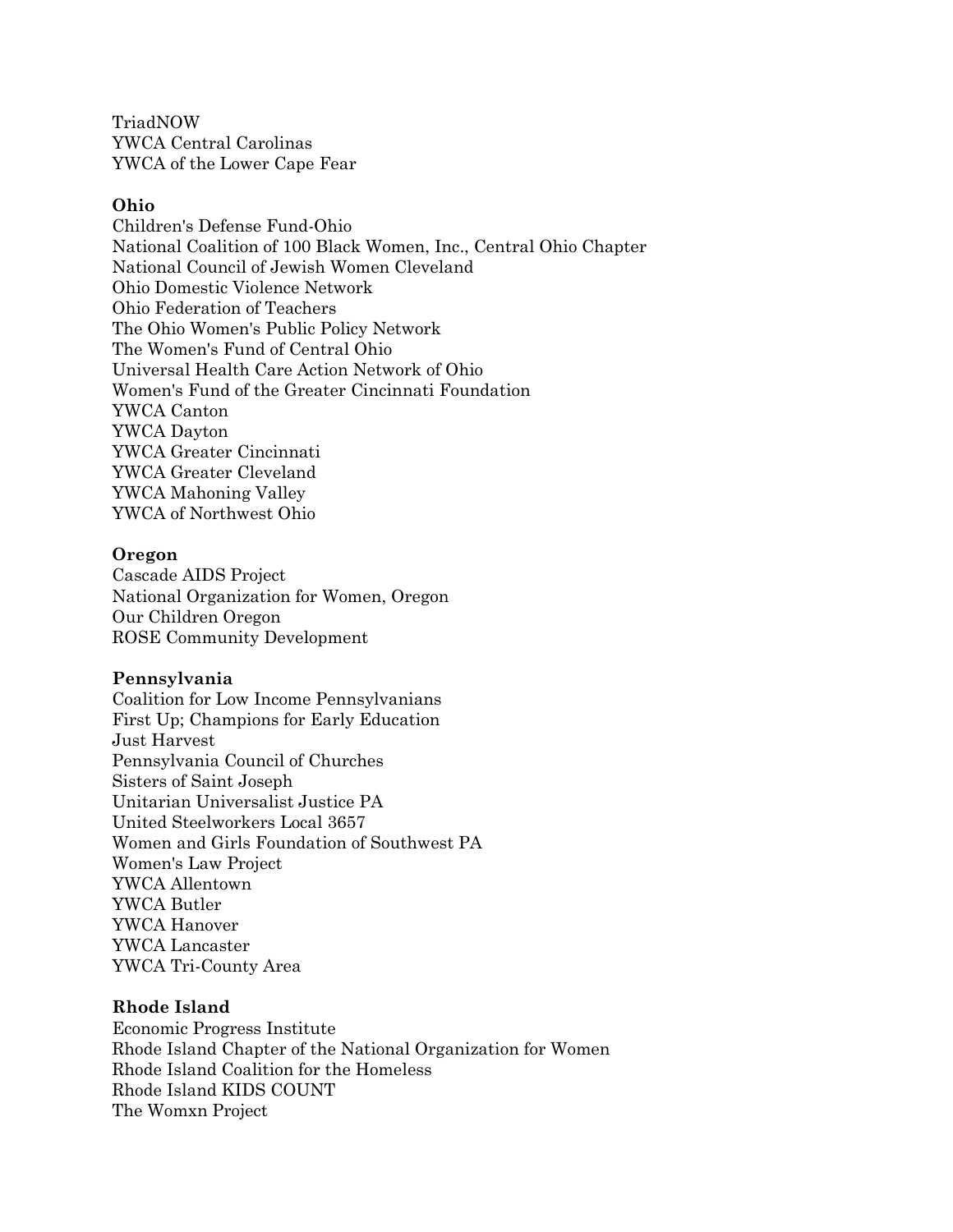TriadNOW
YWCA Central Carolinas
YWCA of the Lower Cape Fear

**Ohio**
Children's Defense Fund-Ohio
National Coalition of 100 Black Women, Inc., Central Ohio Chapter
National Council of Jewish Women Cleveland
Ohio Domestic Violence Network
Ohio Federation of Teachers
The Ohio Women's Public Policy Network
The Women's Fund of Central Ohio
Universal Health Care Action Network of Ohio
Women's Fund of the Greater Cincinnati Foundation
YWCA Canton
YWCA Dayton
YWCA Greater Cincinnati
YWCA Greater Cleveland
YWCA Mahoning Valley
YWCA of Northwest Ohio

**Oregon**
Cascade AIDS Project
National Organization for Women, Oregon
Our Children Oregon
ROSE Community Development

**Pennsylvania**
Coalition for Low Income Pennsylvanians
First Up; Champions for Early Education
Just Harvest
Pennsylvania Council of Churches
Sisters of Saint Joseph
Unitarian Universalist Justice PA
United Steelworkers Local 3657
Women and Girls Foundation of Southwest PA
Women's Law Project
YWCA Allentown
YWCA Butler
YWCA Hanover
YWCA Lancaster
YWCA Tri-County Area

**Rhode Island**
Economic Progress Institute
Rhode Island Chapter of the National Organization for Women
Rhode Island Coalition for the Homeless
Rhode Island KIDS COUNT
The Womxn Project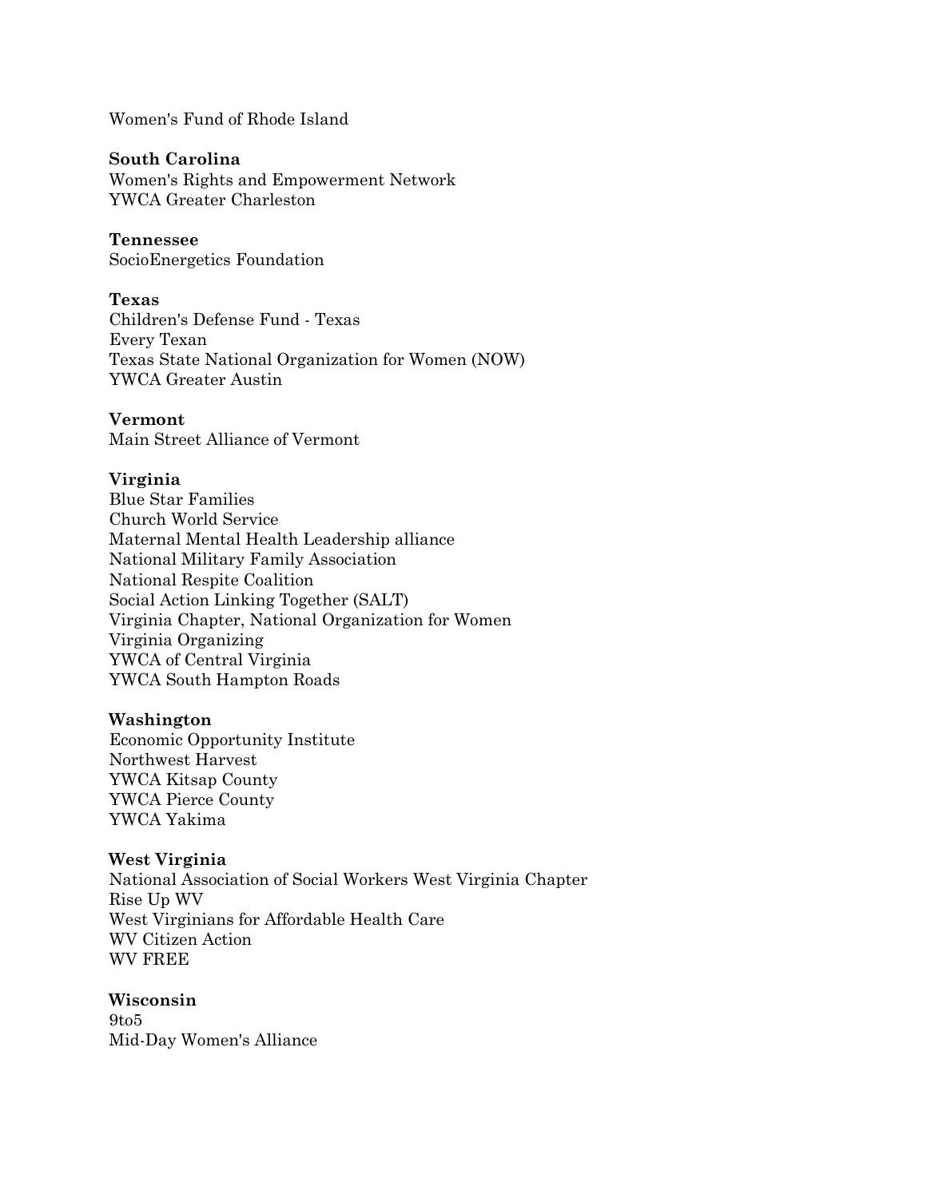Women's Fund of Rhode Island

**South Carolina**
Women's Rights and Empowerment Network
YWCA Greater Charleston

**Tennessee**
SocioEnergetics Foundation

**Texas**
Children's Defense Fund - Texas
Every Texan
Texas State National Organization for Women (NOW)
YWCA Greater Austin

**Vermont**
Main Street Alliance of Vermont

**Virginia**
Blue Star Families
Church World Service
Maternal Mental Health Leadership alliance
National Military Family Association
National Respite Coalition
Social Action Linking Together (SALT)
Virginia Chapter, National Organization for Women
Virginia Organizing
YWCA of Central Virginia
YWCA South Hampton Roads

**Washington**
Economic Opportunity Institute
Northwest Harvest
YWCA Kitsap County
YWCA Pierce County
YWCA Yakima

**West Virginia**
National Association of Social Workers West Virginia Chapter
Rise Up WV
West Virginians for Affordable Health Care
WV Citizen Action
WV FREE

**Wisconsin**
9to5
Mid-Day Women's Alliance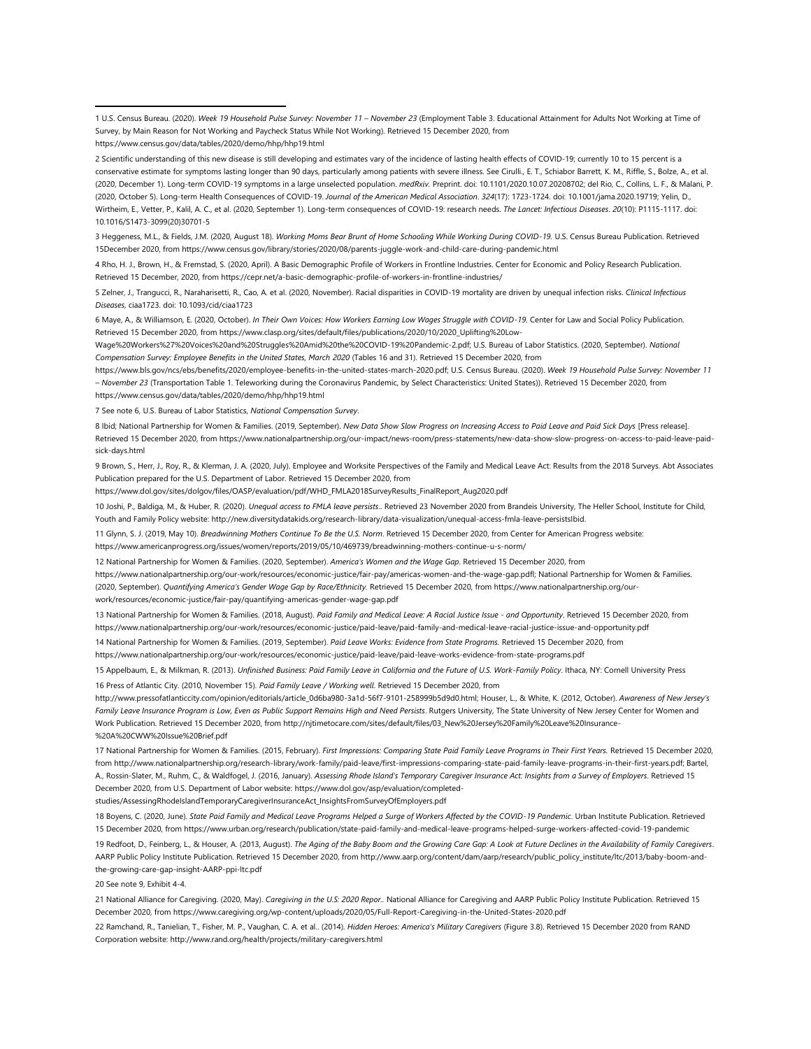1 U.S. Census Bureau. (2020). *Week 19 Household Pulse Survey: November 11 – November 23* (Employment Table 3. Educational Attainment for Adults Not Working at Time of Survey, by Main Reason for Not Working and Paycheck Status While Not Working). Retrieved 15 December 2020, from https://www.census.gov/data/tables/2020/demo/hhp/hhp19.html

2 Scientific understanding of this new disease is still developing and estimates vary of the incidence of lasting health effects of COVID-19; currently 10 to 15 percent is a conservative estimate for symptoms lasting longer than 90 days, particularly among patients with severe illness. See Cirulli., E. T., Schiabor Barrett, K. M., Riffle, S., Bolze, A., et al. (2020, December 1). Long-term COVID-19 symptoms in a large unselected population. *medRxiv*. Preprint. doi: 10.1101/2020.10.07.20208702; del Rio, C., Collins, L. F., & Malani, P. (2020, October 5). Long-term Health Consequences of COVID-19. *Journal of the American Medical Association*. *324*(17): 1723-1724. doi: 10.1001/jama.2020.19719; Yelin, D., Wirtheim, E., Vetter, P., Kalil, A. C., et al. (2020, September 1). Long-term consequences of COVID-19: research needs. *The Lancet: Infectious Diseases*. *20*(10): P1115-1117. doi: 10.1016/S1473-3099(20)30701-5

3 Heggeness, M.L., & Fields, J.M. (2020, August 18). *Working Moms Bear Brunt of Home Schooling While Working During COVID-19.* U.S. Census Bureau Publication. Retrieved 15December 2020, from https://www.census.gov/library/stories/2020/08/parents-juggle-work-and-child-care-during-pandemic.html

4 Rho, H. J., Brown, H., & Fremstad, S. (2020, April). A Basic Demographic Profile of Workers in Frontline Industries. Center for Economic and Policy Research Publication. Retrieved 15 December, 2020, from https://cepr.net/a-basic-demographic-profile-of-workers-in-frontline-industries/

5 Zelner, J., Trangucci, R., Naraharisetti, R., Cao, A. et al. (2020, November). Racial disparities in COVID-19 mortality are driven by unequal infection risks. *Clinical Infectious Diseases*, ciaa1723. doi: 10.1093/cid/ciaa1723

6 Maye, A., & Williamson, E. (2020, October). *In Their Own Voices: How Workers Earning Low Wages Struggle with COVID-19.* Center for Law and Social Policy Publication. Retrieved 15 December 2020, from https://www.clasp.org/sites/default/files/publications/2020/10/2020_Uplifting%20Low-Wage%20Workers%27%20Voices%20and%20Struggles%20Amid%20the%20COVID-19%20Pandemic-2.pdf; U.S. Bureau of Labor Statistics. (2020, September). *National Compensation Survey: Employee Benefits in the United States, March 2020* (Tables 16 and 31). Retrieved 15 December 2020, from https://www.bls.gov/ncs/ebs/benefits/2020/employee-benefits-in-the-united-states-march-2020.pdf; U.S. Census Bureau. (2020). *Week 19 Household Pulse Survey: November 11 – November 23* (Transportation Table 1. Teleworking during the Coronavirus Pandemic, by Select Characteristics: United States)). Retrieved 15 December 2020, from https://www.census.gov/data/tables/2020/demo/hhp/hhp19.html

7 See note 6, U.S. Bureau of Labor Statistics, *National Compensation Survey*.

8 Ibid; National Partnership for Women & Families. (2019, September). *New Data Show Slow Progress on Increasing Access to Paid Leave and Paid Sick Days* [Press release]. Retrieved 15 December 2020, from https://www.nationalpartnership.org/our-impact/news-room/press-statements/new-data-show-slow-progress-on-access-to-paid-leave-paid-sick-days.html

9 Brown, S., Herr, J., Roy, R., & Klerman, J. A. (2020, July). Employee and Worksite Perspectives of the Family and Medical Leave Act: Results from the 2018 Surveys. Abt Associates Publication prepared for the U.S. Department of Labor. Retrieved 15 December 2020, from https://www.dol.gov/sites/dolgov/files/OASP/evaluation/pdf/WHD_FMLA2018SurveyResults_FinalReport_Aug2020.pdf

10 Joshi, P., Baldiga, M., & Huber, R. (2020). *Unequal access to FMLA leave persists*.. Retrieved 23 November 2020 from Brandeis University, The Heller School, Institute for Child, Youth and Family Policy website: http://new.diversitydatakids.org/research-library/data-visualization/unequal-access-fmla-leave-persistsIbid.

11 Glynn, S. J. (2019, May 10). *Breadwinning Mothers Continue To Be the U.S. Norm*. Retrieved 15 December 2020, from Center for American Progress website: https://www.americanprogress.org/issues/women/reports/2019/05/10/469739/breadwinning-mothers-continue-u-s-norm/

12 National Partnership for Women & Families. (2020, September). *America's Women and the Wage Gap*. Retrieved 15 December 2020, from https://www.nationalpartnership.org/our-work/resources/economic-justice/fair-pay/americas-women-and-the-wage-gap.pdfl; National Partnership for Women & Families. (2020, September). *Quantifying America's Gender Wage Gap by Race/Ethnicity.* Retrieved 15 December 2020, from https://www.nationalpartnership.org/our-work/resources/economic-justice/fair-pay/quantifying-americas-gender-wage-gap.pdf

13 National Partnership for Women & Families. (2018, August). *Paid Family and Medical Leave: A Racial Justice Issue - and Opportunity*. Retrieved 15 December 2020, from https://www.nationalpartnership.org/our-work/resources/economic-justice/paid-leave/paid-family-and-medical-leave-racial-justice-issue-and-opportunity.pdf

14 National Partnership for Women & Families. (2019, September). *Paid Leave Works: Evidence from State Programs.* Retrieved 15 December 2020, from https://www.nationalpartnership.org/our-work/resources/economic-justice/paid-leave/paid-leave-works-evidence-from-state-programs.pdf

15 Appelbaum, E., & Milkman, R. (2013). *Unfinished Business: Paid Family Leave in California and the Future of U.S. Work-Family Policy*. Ithaca, NY: Cornell University Press

16 Press of Atlantic City. (2010, November 15). *Paid Family Leave / Working well*. Retrieved 15 December 2020, from http://www.pressofatlanticcity.com/opinion/editorials/article_0d6ba980-3a1d-56f7-9101-258999b5d9d0.html; Houser, L., & White, K. (2012, October). *Awareness of New Jersey's Family Leave Insurance Program is Low, Even as Public Support Remains High and Need Persists*. Rutgers University, The State University of New Jersey Center for Women and Work Publication. Retrieved 15 December 2020, from http://njtimetocare.com/sites/default/files/03_New%20Jersey%20Family%20Leave%20Insurance-%20A%20CWW%20Issue%20Brief.pdf

17 National Partnership for Women & Families. (2015, February). *First Impressions: Comparing State Paid Family Leave Programs in Their First Years.* Retrieved 15 December 2020, from http://www.nationalpartnership.org/research-library/work-family/paid-leave/first-impressions-comparing-state-paid-family-leave-programs-in-their-first-years.pdf; Bartel, A., Rossin-Slater, M., Ruhm, C., & Waldfogel, J. (2016, January). *Assessing Rhode Island's Temporary Caregiver Insurance Act: Insights from a Survey of Employers*. Retrieved 15 December 2020, from U.S. Department of Labor website: https://www.dol.gov/asp/evaluation/completed-studies/AssessingRhodeIslandTemporaryCaregiverInsuranceAct_InsightsFromSurveyOfEmployers.pdf

18 Boyens, C. (2020, June). *State Paid Family and Medical Leave Programs Helped a Surge of Workers Affected by the COVID-19 Pandemic*. Urban Institute Publication. Retrieved 15 December 2020, from https://www.urban.org/research/publication/state-paid-family-and-medical-leave-programs-helped-surge-workers-affected-covid-19-pandemic

19 Redfoot, D., Feinberg, L., & Houser, A. (2013, August). *The Aging of the Baby Boom and the Growing Care Gap: A Look at Future Declines in the Availability of Family Caregivers*. AARP Public Policy Institute Publication. Retrieved 15 December 2020, from http://www.aarp.org/content/dam/aarp/research/public_policy_institute/ltc/2013/baby-boom-and-the-growing-care-gap-insight-AARP-ppi-ltc.pdf

20 See note 9, Exhibit 4-4.

21 National Alliance for Caregiving. (2020, May). *Caregiving in the U.S: 2020 Repor.*. National Alliance for Caregiving and AARP Public Policy Institute Publication. Retrieved 15 December 2020, from https://www.caregiving.org/wp-content/uploads/2020/05/Full-Report-Caregiving-in-the-United-States-2020.pdf

22 Ramchand, R., Tanielian, T., Fisher, M. P., Vaughan, C. A. et al.. (2014). *Hidden Heroes: America's Military Caregivers* (Figure 3.8). Retrieved 15 December 2020 from RAND Corporation website: http://www.rand.org/health/projects/military-caregivers.html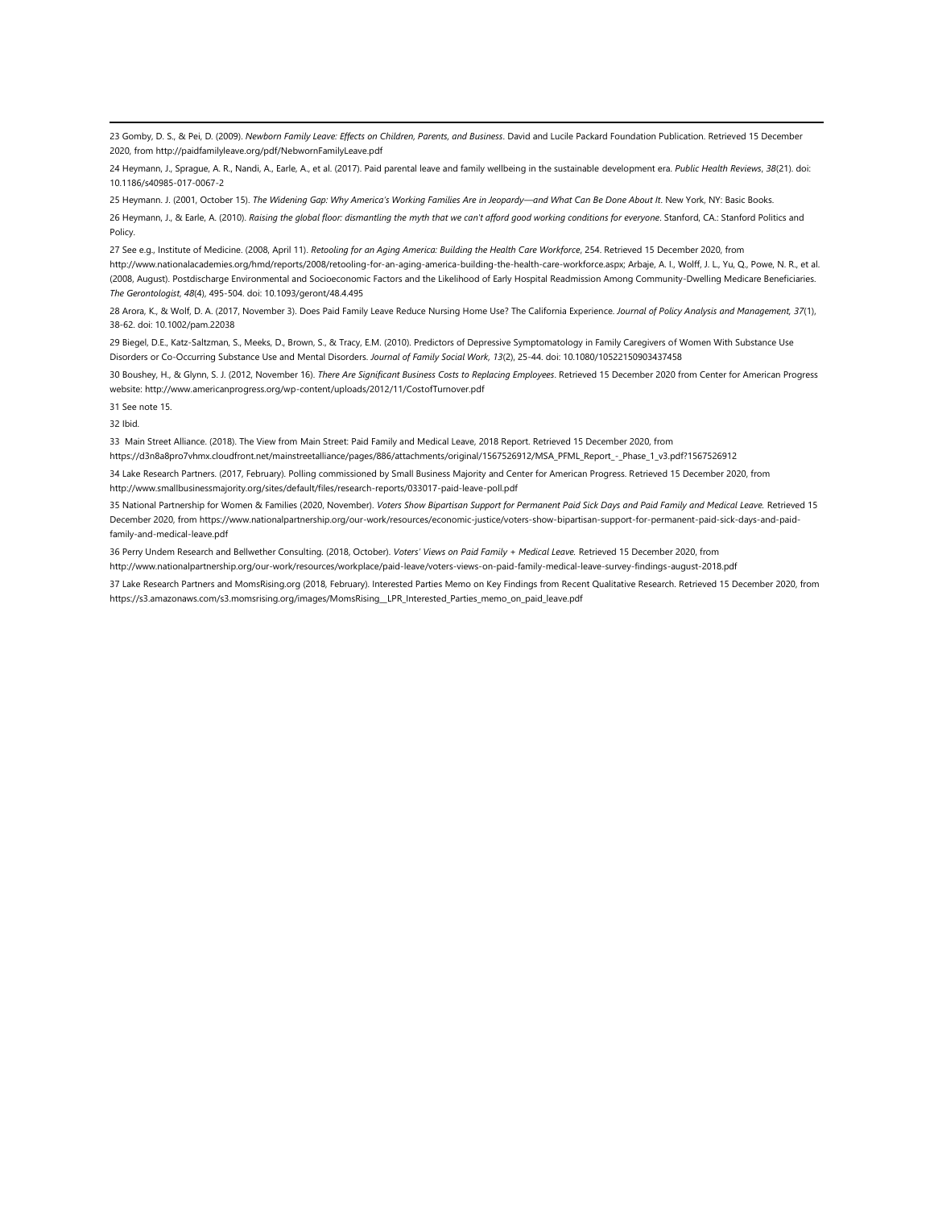23 Gomby, D. S., & Pei, D. (2009). *Newborn Family Leave: Effects on Children, Parents, and Business*. David and Lucile Packard Foundation Publication. Retrieved 15 December 2020, from http://paidfamilyleave.org/pdf/NebwornFamilyLeave.pdf

24 Heymann, J., Sprague, A. R., Nandi, A., Earle, A., et al. (2017). Paid parental leave and family wellbeing in the sustainable development era. *Public Health Reviews*, *38*(21). doi: 10.1186/s40985-017-0067-2

25 Heymann. J. (2001, October 15). *The Widening Gap: Why America's Working Families Are in Jeopardy—and What Can Be Done About It*. New York, NY: Basic Books.

26 Heymann, J., & Earle, A. (2010). *Raising the global floor: dismantling the myth that we can't afford good working conditions for everyone*. Stanford, CA.: Stanford Politics and Policy.

27 See e.g., Institute of Medicine. (2008, April 11). *Retooling for an Aging America: Building the Health Care Workforce*, 254. Retrieved 15 December 2020, from http://www.nationalacademies.org/hmd/reports/2008/retooling-for-an-aging-america-building-the-health-care-workforce.aspx; Arbaje, A. I., Wolff, J. L., Yu, Q., Powe, N. R., et al. (2008, August). Postdischarge Environmental and Socioeconomic Factors and the Likelihood of Early Hospital Readmission Among Community-Dwelling Medicare Beneficiaries. *The Gerontologist*, *48*(4), 495-504. doi: 10.1093/geront/48.4.495

28 Arora, K., & Wolf, D. A. (2017, November 3). Does Paid Family Leave Reduce Nursing Home Use? The California Experience. *Journal of Policy Analysis and Management*, *37*(1), 38-62. doi: 10.1002/pam.22038

29 Biegel, D.E., Katz-Saltzman, S., Meeks, D., Brown, S., & Tracy, E.M. (2010). Predictors of Depressive Symptomatology in Family Caregivers of Women With Substance Use Disorders or Co-Occurring Substance Use and Mental Disorders. *Journal of Family Social Work*, *13*(2), 25-44. doi: 10.1080/10522150903437458

30 Boushey, H., & Glynn, S. J. (2012, November 16). *There Are Significant Business Costs to Replacing Employees*. Retrieved 15 December 2020 from Center for American Progress website: http://www.americanprogress.org/wp-content/uploads/2012/11/CostofTurnover.pdf

31 See note 15.

32 Ibid.

33 Main Street Alliance. (2018). The View from Main Street: Paid Family and Medical Leave, 2018 Report. Retrieved 15 December 2020, from https://d3n8a8pro7vhmx.cloudfront.net/mainstreetalliance/pages/886/attachments/original/1567526912/MSA_PFML_Report_-_Phase_1_v3.pdf?1567526912

34 Lake Research Partners. (2017, February). Polling commissioned by Small Business Majority and Center for American Progress. Retrieved 15 December 2020, from http://www.smallbusinessmajority.org/sites/default/files/research-reports/033017-paid-leave-poll.pdf

35 National Partnership for Women & Families (2020, November). *Voters Show Bipartisan Support for Permanent Paid Sick Days and Paid Family and Medical Leave.* Retrieved 15 December 2020, from https://www.nationalpartnership.org/our-work/resources/economic-justice/voters-show-bipartisan-support-for-permanent-paid-sick-days-and-paid-family-and-medical-leave.pdf

36 Perry Undem Research and Bellwether Consulting. (2018, October). *Voters' Views on Paid Family + Medical Leave.* Retrieved 15 December 2020, from http://www.nationalpartnership.org/our-work/resources/workplace/paid-leave/voters-views-on-paid-family-medical-leave-survey-findings-august-2018.pdf

37 Lake Research Partners and MomsRising.org (2018, February). Interested Parties Memo on Key Findings from Recent Qualitative Research. Retrieved 15 December 2020, from https://s3.amazonaws.com/s3.momsrising.org/images/MomsRising__LPR_Interested_Parties_memo_on_paid_leave.pdf